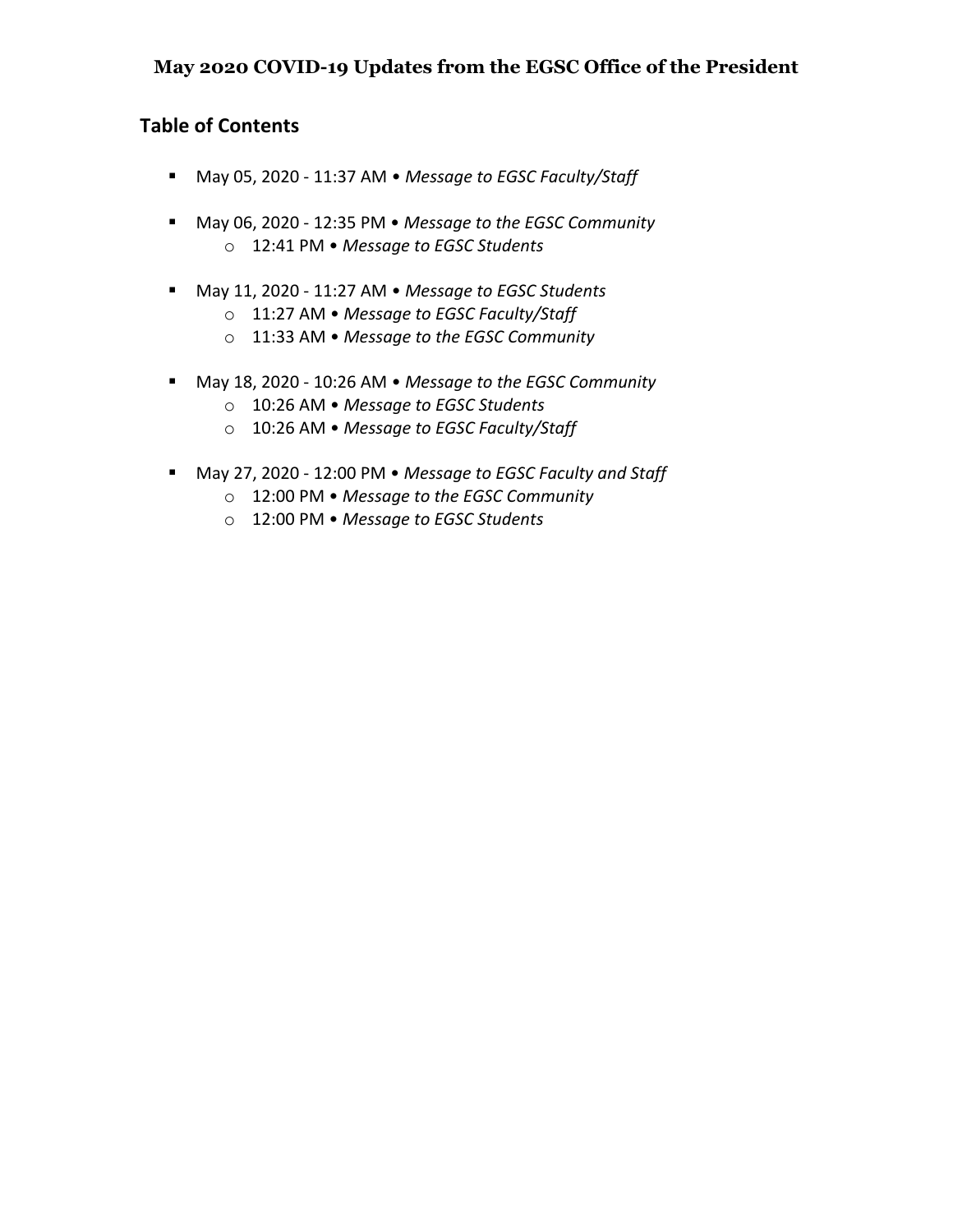# May 2020 COVID-19 Updates from the EGSC Office of the President

## Table of Contents

- May 05, 2020 - 11:37 AM • *Message to EGSC Faculty/Staff*
- May 06, 2020 - 12:35 PM • *Message to the EGSC Community*
  - 12:41 PM • *Message to EGSC Students*
- May 11, 2020 - 11:27 AM • *Message to EGSC Students*
  - 11:27 AM • *Message to EGSC Faculty/Staff*
  - 11:33 AM • *Message to the EGSC Community*
- May 18, 2020 - 10:26 AM • *Message to the EGSC Community*
  - 10:26 AM • *Message to EGSC Students*
  - 10:26 AM • *Message to EGSC Faculty/Staff*
- May 27, 2020 - 12:00 PM • *Message to EGSC Faculty and Staff*
  - 12:00 PM • *Message to the EGSC Community*
  - 12:00 PM • *Message to EGSC Students*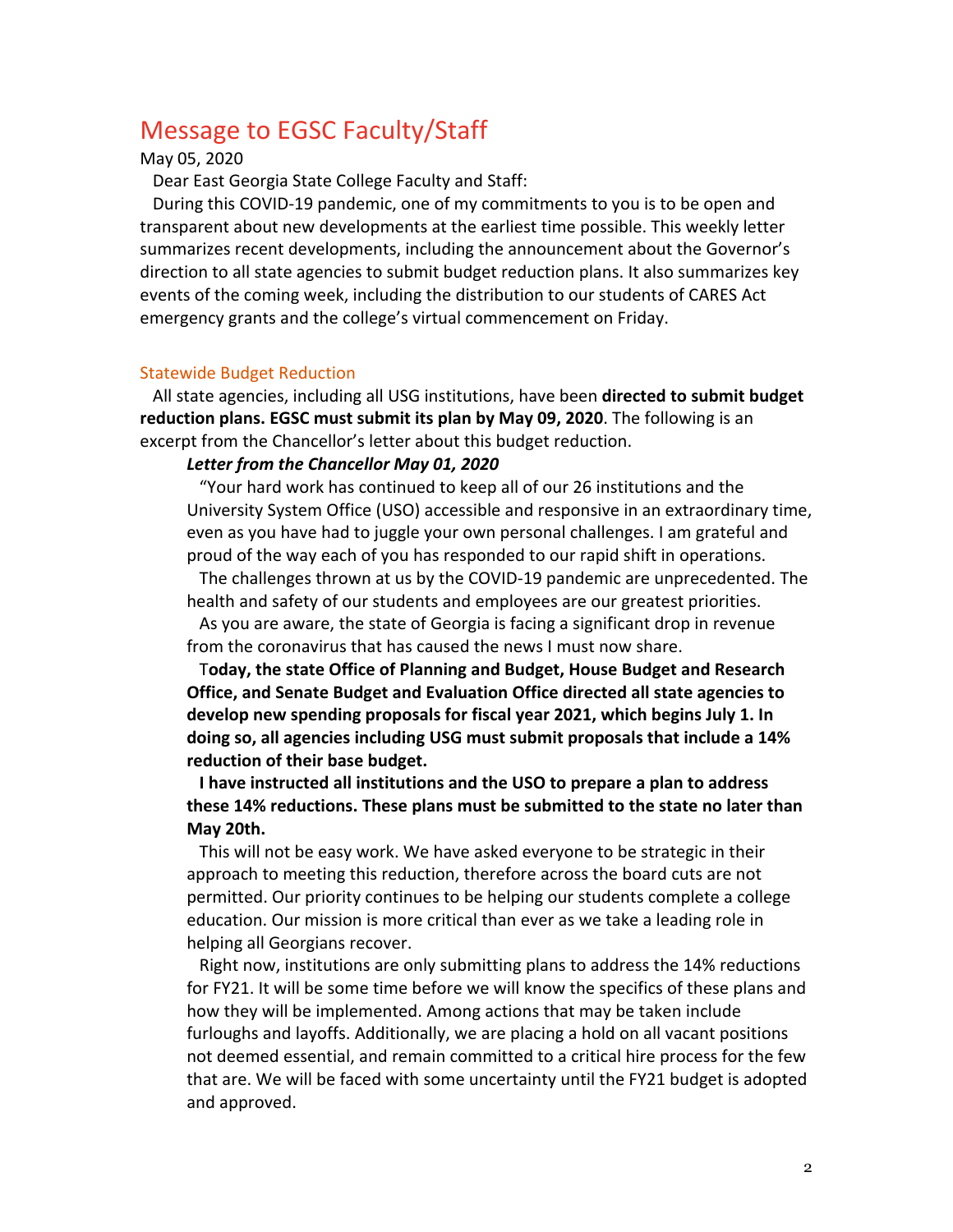# Message to EGSC Faculty/Staff

May 05, 2020

Dear East Georgia State College Faculty and Staff:

During this COVID-19 pandemic, one of my commitments to you is to be open and transparent about new developments at the earliest time possible. This weekly letter summarizes recent developments, including the announcement about the Governor's direction to all state agencies to submit budget reduction plans. It also summarizes key events of the coming week, including the distribution to our students of CARES Act emergency grants and the college's virtual commencement on Friday.

## Statewide Budget Reduction

All state agencies, including all USG institutions, have been **directed to submit budget reduction plans. EGSC must submit its plan by May 09, 2020**. The following is an excerpt from the Chancellor's letter about this budget reduction.

> ***Letter from the Chancellor May 01, 2020***
>
> "Your hard work has continued to keep all of our 26 institutions and the University System Office (USO) accessible and responsive in an extraordinary time, even as you have had to juggle your own personal challenges. I am grateful and proud of the way each of you has responded to our rapid shift in operations.
>
> The challenges thrown at us by the COVID-19 pandemic are unprecedented. The health and safety of our students and employees are our greatest priorities.
>
> As you are aware, the state of Georgia is facing a significant drop in revenue from the coronavirus that has caused the news I must now share.
>
> T**oday, the state Office of Planning and Budget, House Budget and Research Office, and Senate Budget and Evaluation Office directed all state agencies to develop new spending proposals for fiscal year 2021, which begins July 1. In doing so, all agencies including USG must submit proposals that include a 14% reduction of their base budget.**
>
> **I have instructed all institutions and the USO to prepare a plan to address these 14% reductions. These plans must be submitted to the state no later than May 20th.**
>
> This will not be easy work. We have asked everyone to be strategic in their approach to meeting this reduction, therefore across the board cuts are not permitted. Our priority continues to be helping our students complete a college education. Our mission is more critical than ever as we take a leading role in helping all Georgians recover.
>
> Right now, institutions are only submitting plans to address the 14% reductions for FY21. It will be some time before we will know the specifics of these plans and how they will be implemented. Among actions that may be taken include furloughs and layoffs. Additionally, we are placing a hold on all vacant positions not deemed essential, and remain committed to a critical hire process for the few that are. We will be faced with some uncertainty until the FY21 budget is adopted and approved.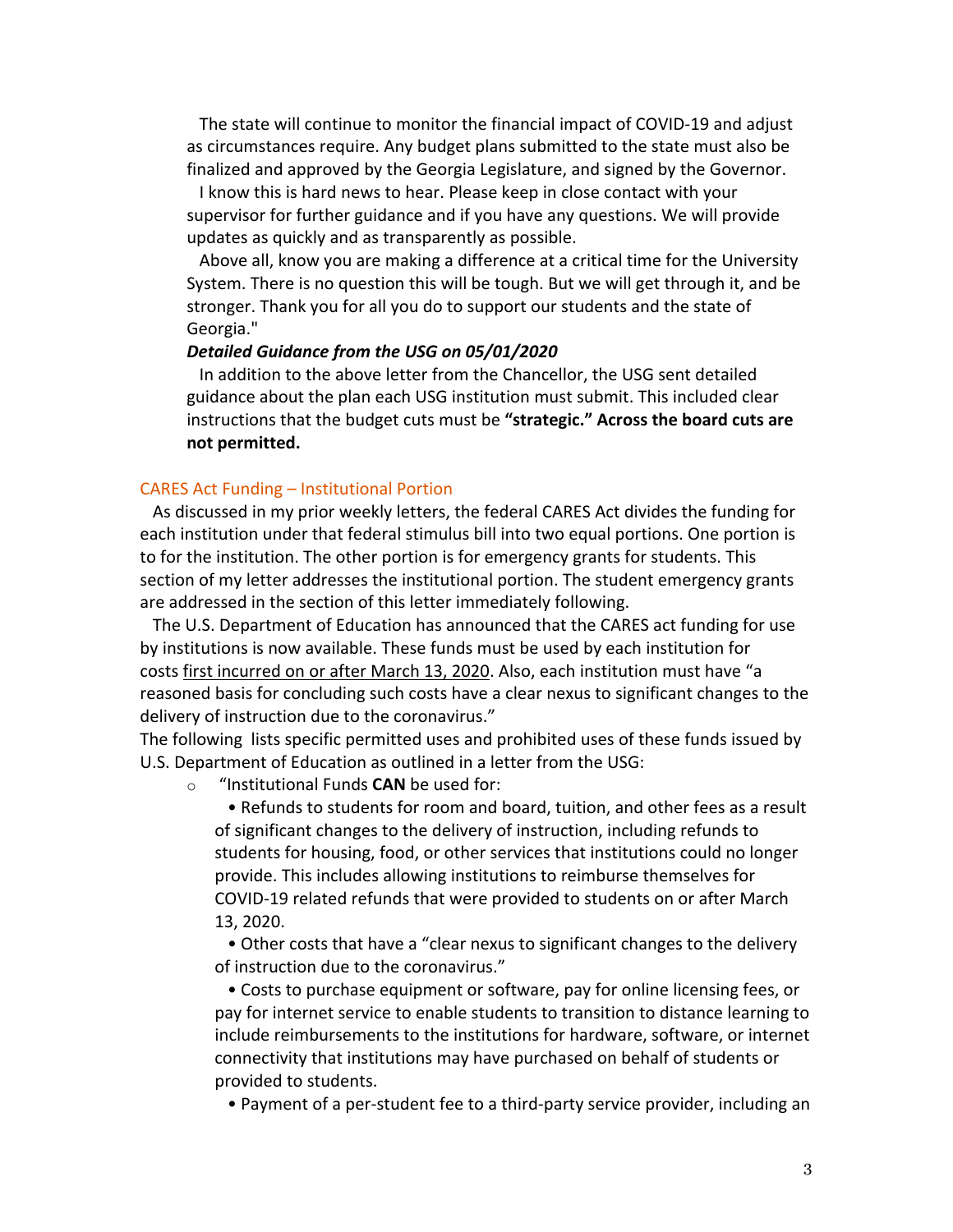The state will continue to monitor the financial impact of COVID-19 and adjust as circumstances require. Any budget plans submitted to the state must also be finalized and approved by the Georgia Legislature, and signed by the Governor.

I know this is hard news to hear. Please keep in close contact with your supervisor for further guidance and if you have any questions. We will provide updates as quickly and as transparently as possible.

Above all, know you are making a difference at a critical time for the University System. There is no question this will be tough. But we will get through it, and be stronger. Thank you for all you do to support our students and the state of Georgia."

***Detailed Guidance from the USG on 05/01/2020***

In addition to the above letter from the Chancellor, the USG sent detailed guidance about the plan each USG institution must submit. This included clear instructions that the budget cuts must be **"strategic." Across the board cuts are not permitted.**

## CARES Act Funding – Institutional Portion

As discussed in my prior weekly letters, the federal CARES Act divides the funding for each institution under that federal stimulus bill into two equal portions. One portion is to for the institution. The other portion is for emergency grants for students. This section of my letter addresses the institutional portion. The student emergency grants are addressed in the section of this letter immediately following.

The U.S. Department of Education has announced that the CARES act funding for use by institutions is now available. These funds must be used by each institution for costs first incurred on or after March 13, 2020. Also, each institution must have "a reasoned basis for concluding such costs have a clear nexus to significant changes to the delivery of instruction due to the coronavirus."

The following lists specific permitted uses and prohibited uses of these funds issued by U.S. Department of Education as outlined in a letter from the USG:

- "Institutional Funds **CAN** be used for:
  - Refunds to students for room and board, tuition, and other fees as a result of significant changes to the delivery of instruction, including refunds to students for housing, food, or other services that institutions could no longer provide. This includes allowing institutions to reimburse themselves for COVID-19 related refunds that were provided to students on or after March 13, 2020.
  - Other costs that have a "clear nexus to significant changes to the delivery of instruction due to the coronavirus."
  - Costs to purchase equipment or software, pay for online licensing fees, or pay for internet service to enable students to transition to distance learning to include reimbursements to the institutions for hardware, software, or internet connectivity that institutions may have purchased on behalf of students or provided to students.
  - Payment of a per-student fee to a third-party service provider, including an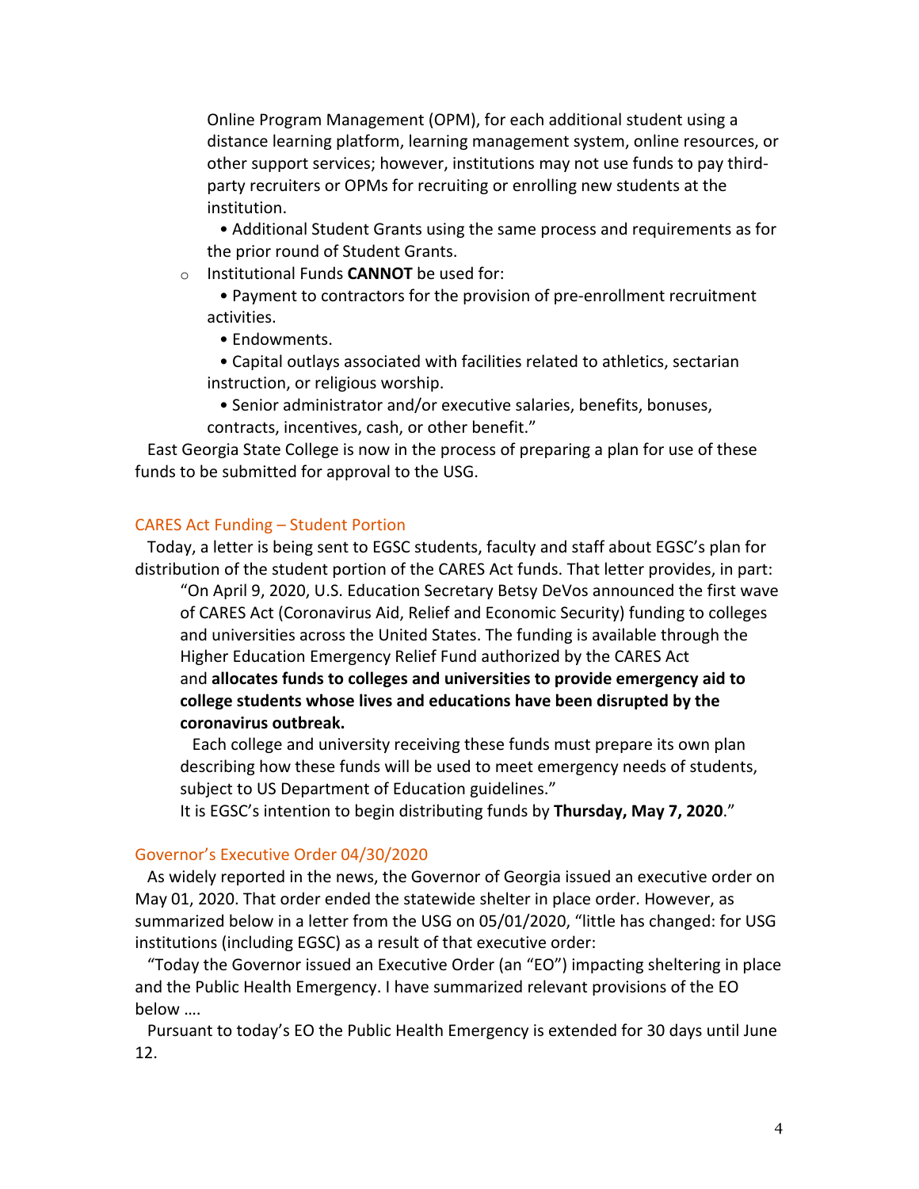Online Program Management (OPM), for each additional student using a distance learning platform, learning management system, online resources, or other support services; however, institutions may not use funds to pay third-party recruiters or OPMs for recruiting or enrolling new students at the institution.

  • Additional Student Grants using the same process and requirements as for the prior round of Student Grants.

- Institutional Funds **CANNOT** be used for:

  • Payment to contractors for the provision of pre-enrollment recruitment activities.

  • Endowments.

  • Capital outlays associated with facilities related to athletics, sectarian instruction, or religious worship.

  • Senior administrator and/or executive salaries, benefits, bonuses, contracts, incentives, cash, or other benefit."

East Georgia State College is now in the process of preparing a plan for use of these funds to be submitted for approval to the USG.

## CARES Act Funding – Student Portion

Today, a letter is being sent to EGSC students, faculty and staff about EGSC's plan for distribution of the student portion of the CARES Act funds. That letter provides, in part:

> "On April 9, 2020, U.S. Education Secretary Betsy DeVos announced the first wave of CARES Act (Coronavirus Aid, Relief and Economic Security) funding to colleges and universities across the United States. The funding is available through the Higher Education Emergency Relief Fund authorized by the CARES Act and **allocates funds to colleges and universities to provide emergency aid to college students whose lives and educations have been disrupted by the coronavirus outbreak.**
>
> Each college and university receiving these funds must prepare its own plan describing how these funds will be used to meet emergency needs of students, subject to US Department of Education guidelines."
>
> It is EGSC's intention to begin distributing funds by **Thursday, May 7, 2020**."

## Governor's Executive Order 04/30/2020

As widely reported in the news, the Governor of Georgia issued an executive order on May 01, 2020. That order ended the statewide shelter in place order. However, as summarized below in a letter from the USG on 05/01/2020, "little has changed: for USG institutions (including EGSC) as a result of that executive order:

"Today the Governor issued an Executive Order (an "EO") impacting sheltering in place and the Public Health Emergency. I have summarized relevant provisions of the EO below ….

Pursuant to today's EO the Public Health Emergency is extended for 30 days until June 12.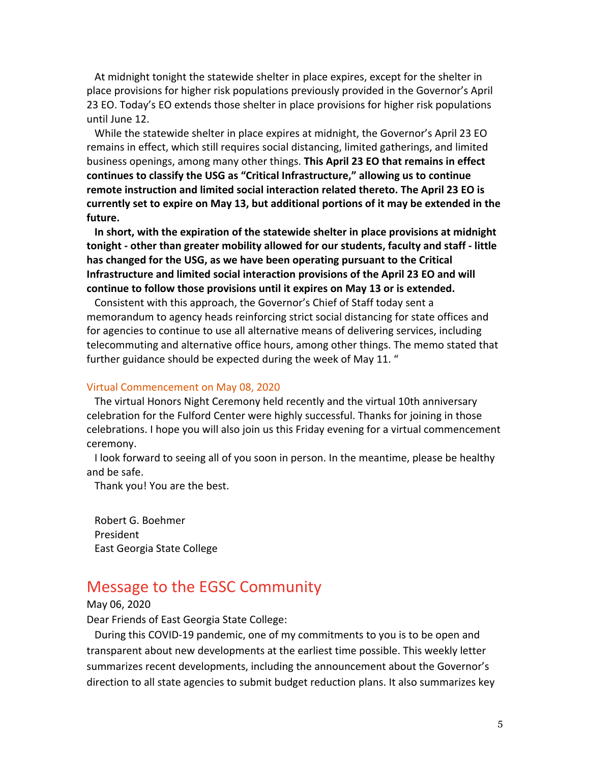At midnight tonight the statewide shelter in place expires, except for the shelter in place provisions for higher risk populations previously provided in the Governor's April 23 EO. Today's EO extends those shelter in place provisions for higher risk populations until June 12.

While the statewide shelter in place expires at midnight, the Governor's April 23 EO remains in effect, which still requires social distancing, limited gatherings, and limited business openings, among many other things. **This April 23 EO that remains in effect continues to classify the USG as "Critical Infrastructure," allowing us to continue remote instruction and limited social interaction related thereto. The April 23 EO is currently set to expire on May 13, but additional portions of it may be extended in the future.**

**In short, with the expiration of the statewide shelter in place provisions at midnight tonight - other than greater mobility allowed for our students, faculty and staff - little has changed for the USG, as we have been operating pursuant to the Critical Infrastructure and limited social interaction provisions of the April 23 EO and will continue to follow those provisions until it expires on May 13 or is extended.**

Consistent with this approach, the Governor's Chief of Staff today sent a memorandum to agency heads reinforcing strict social distancing for state offices and for agencies to continue to use all alternative means of delivering services, including telecommuting and alternative office hours, among other things. The memo stated that further guidance should be expected during the week of May 11. "

### Virtual Commencement on May 08, 2020

The virtual Honors Night Ceremony held recently and the virtual 10th anniversary celebration for the Fulford Center were highly successful. Thanks for joining in those celebrations. I hope you will also join us this Friday evening for a virtual commencement ceremony.

I look forward to seeing all of you soon in person. In the meantime, please be healthy and be safe.

Thank you! You are the best.

Robert G. Boehmer
President
East Georgia State College

## Message to the EGSC Community

May 06, 2020

Dear Friends of East Georgia State College:

During this COVID-19 pandemic, one of my commitments to you is to be open and transparent about new developments at the earliest time possible. This weekly letter summarizes recent developments, including the announcement about the Governor's direction to all state agencies to submit budget reduction plans. It also summarizes key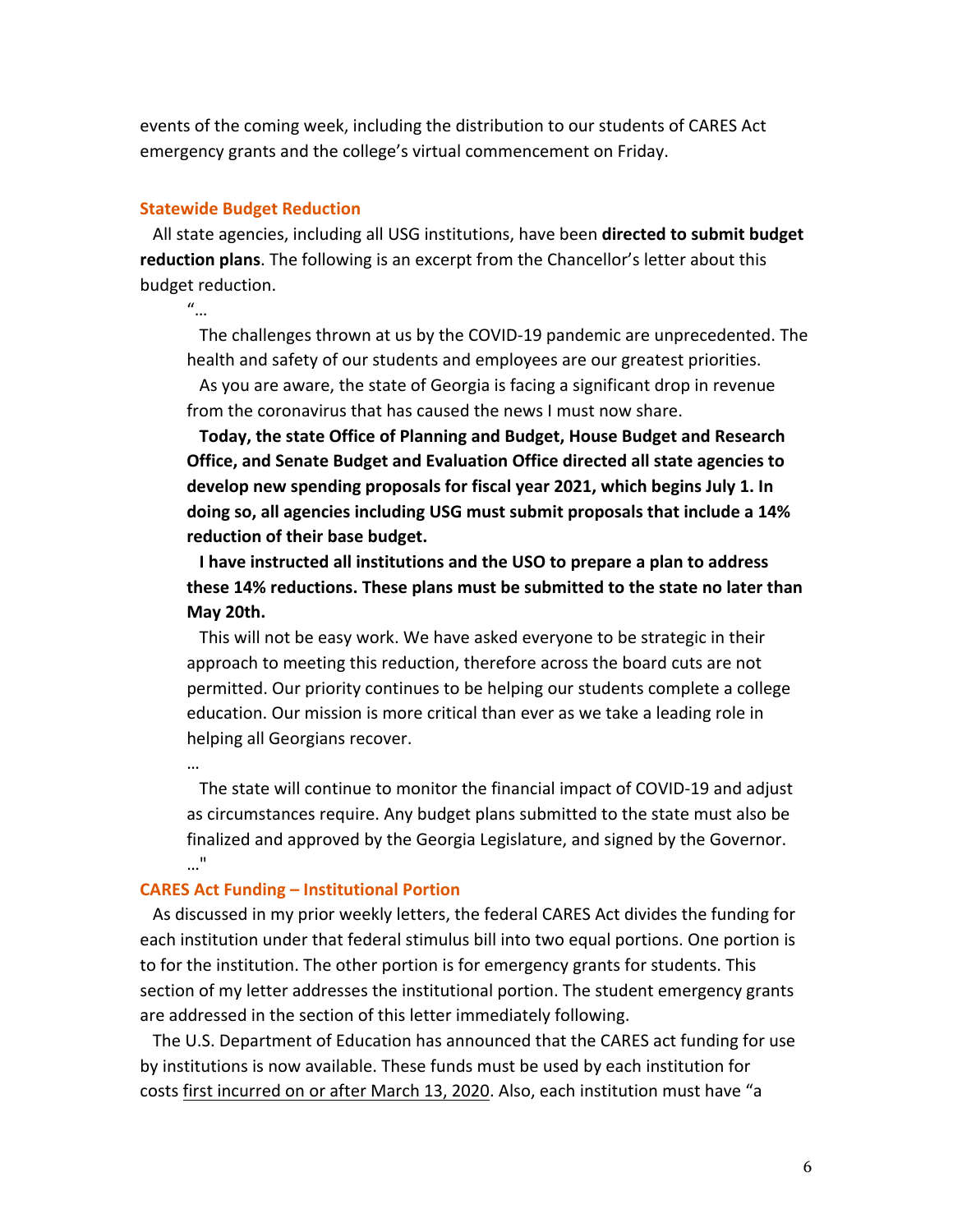events of the coming week, including the distribution to our students of CARES Act emergency grants and the college's virtual commencement on Friday.

### Statewide Budget Reduction

All state agencies, including all USG institutions, have been **directed to submit budget reduction plans**. The following is an excerpt from the Chancellor's letter about this budget reduction.

> "…
>
> The challenges thrown at us by the COVID-19 pandemic are unprecedented. The health and safety of our students and employees are our greatest priorities.
>
> As you are aware, the state of Georgia is facing a significant drop in revenue from the coronavirus that has caused the news I must now share.
>
> **Today, the state Office of Planning and Budget, House Budget and Research Office, and Senate Budget and Evaluation Office directed all state agencies to develop new spending proposals for fiscal year 2021, which begins July 1. In doing so, all agencies including USG must submit proposals that include a 14% reduction of their base budget.**
>
> **I have instructed all institutions and the USO to prepare a plan to address these 14% reductions. These plans must be submitted to the state no later than May 20th.**
>
> This will not be easy work. We have asked everyone to be strategic in their approach to meeting this reduction, therefore across the board cuts are not permitted. Our priority continues to be helping our students complete a college education. Our mission is more critical than ever as we take a leading role in helping all Georgians recover.
>
> …
>
> The state will continue to monitor the financial impact of COVID-19 and adjust as circumstances require. Any budget plans submitted to the state must also be finalized and approved by the Georgia Legislature, and signed by the Governor.
>
> …"

### CARES Act Funding – Institutional Portion

As discussed in my prior weekly letters, the federal CARES Act divides the funding for each institution under that federal stimulus bill into two equal portions. One portion is to for the institution. The other portion is for emergency grants for students. This section of my letter addresses the institutional portion. The student emergency grants are addressed in the section of this letter immediately following.

The U.S. Department of Education has announced that the CARES act funding for use by institutions is now available. These funds must be used by each institution for costs <u>first incurred on or after March 13, 2020</u>. Also, each institution must have "a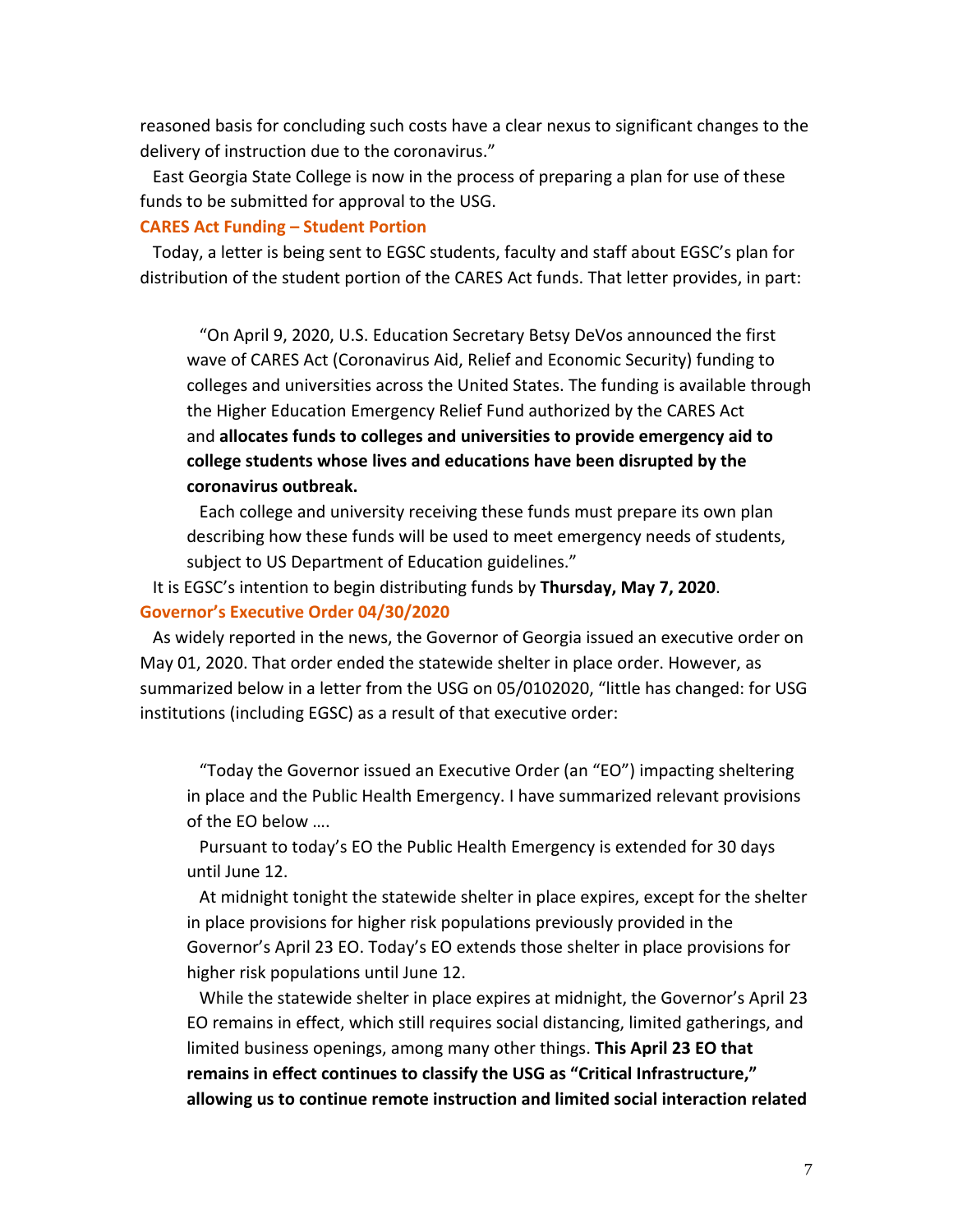reasoned basis for concluding such costs have a clear nexus to significant changes to the delivery of instruction due to the coronavirus."

East Georgia State College is now in the process of preparing a plan for use of these funds to be submitted for approval to the USG.

### CARES Act Funding – Student Portion

Today, a letter is being sent to EGSC students, faculty and staff about EGSC's plan for distribution of the student portion of the CARES Act funds. That letter provides, in part:

> "On April 9, 2020, U.S. Education Secretary Betsy DeVos announced the first wave of CARES Act (Coronavirus Aid, Relief and Economic Security) funding to colleges and universities across the United States. The funding is available through the Higher Education Emergency Relief Fund authorized by the CARES Act and **allocates funds to colleges and universities to provide emergency aid to college students whose lives and educations have been disrupted by the coronavirus outbreak.**
>
> Each college and university receiving these funds must prepare its own plan describing how these funds will be used to meet emergency needs of students, subject to US Department of Education guidelines."

It is EGSC's intention to begin distributing funds by **Thursday, May 7, 2020**.

### Governor's Executive Order 04/30/2020

As widely reported in the news, the Governor of Georgia issued an executive order on May 01, 2020. That order ended the statewide shelter in place order. However, as summarized below in a letter from the USG on 05/0102020, "little has changed: for USG institutions (including EGSC) as a result of that executive order:

> "Today the Governor issued an Executive Order (an "EO") impacting sheltering in place and the Public Health Emergency. I have summarized relevant provisions of the EO below ….
>
> Pursuant to today's EO the Public Health Emergency is extended for 30 days until June 12.
>
> At midnight tonight the statewide shelter in place expires, except for the shelter in place provisions for higher risk populations previously provided in the Governor's April 23 EO. Today's EO extends those shelter in place provisions for higher risk populations until June 12.
>
> While the statewide shelter in place expires at midnight, the Governor's April 23 EO remains in effect, which still requires social distancing, limited gatherings, and limited business openings, among many other things. **This April 23 EO that remains in effect continues to classify the USG as "Critical Infrastructure," allowing us to continue remote instruction and limited social interaction related**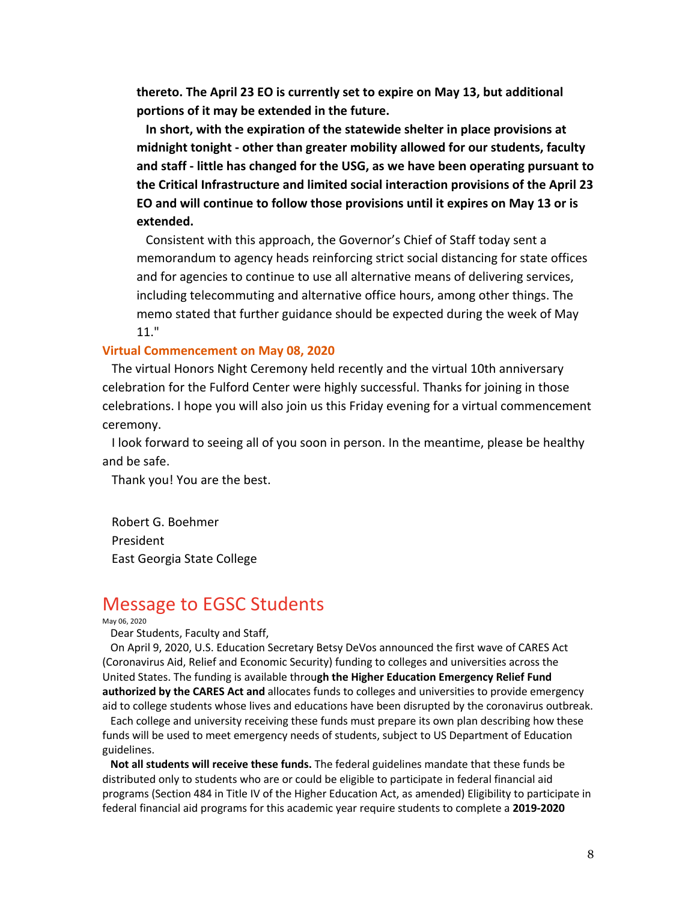**thereto. The April 23 EO is currently set to expire on May 13, but additional portions of it may be extended in the future.**

**In short, with the expiration of the statewide shelter in place provisions at midnight tonight - other than greater mobility allowed for our students, faculty and staff - little has changed for the USG, as we have been operating pursuant to the Critical Infrastructure and limited social interaction provisions of the April 23 EO and will continue to follow those provisions until it expires on May 13 or is extended.**

Consistent with this approach, the Governor's Chief of Staff today sent a memorandum to agency heads reinforcing strict social distancing for state offices and for agencies to continue to use all alternative means of delivering services, including telecommuting and alternative office hours, among other things. The memo stated that further guidance should be expected during the week of May 11."

### Virtual Commencement on May 08, 2020

The virtual Honors Night Ceremony held recently and the virtual 10th anniversary celebration for the Fulford Center were highly successful. Thanks for joining in those celebrations. I hope you will also join us this Friday evening for a virtual commencement ceremony.

I look forward to seeing all of you soon in person. In the meantime, please be healthy and be safe.

Thank you! You are the best.

Robert G. Boehmer
President
East Georgia State College

## Message to EGSC Students

May 06, 2020

Dear Students, Faculty and Staff,

On April 9, 2020, U.S. Education Secretary Betsy DeVos announced the first wave of CARES Act (Coronavirus Aid, Relief and Economic Security) funding to colleges and universities across the United States. The funding is available throu**gh the Higher Education Emergency Relief Fund authorized by the CARES Act and** allocates funds to colleges and universities to provide emergency aid to college students whose lives and educations have been disrupted by the coronavirus outbreak.

Each college and university receiving these funds must prepare its own plan describing how these funds will be used to meet emergency needs of students, subject to US Department of Education guidelines.

**Not all students will receive these funds.** The federal guidelines mandate that these funds be distributed only to students who are or could be eligible to participate in federal financial aid programs (Section 484 in Title IV of the Higher Education Act, as amended) Eligibility to participate in federal financial aid programs for this academic year require students to complete a **2019-2020**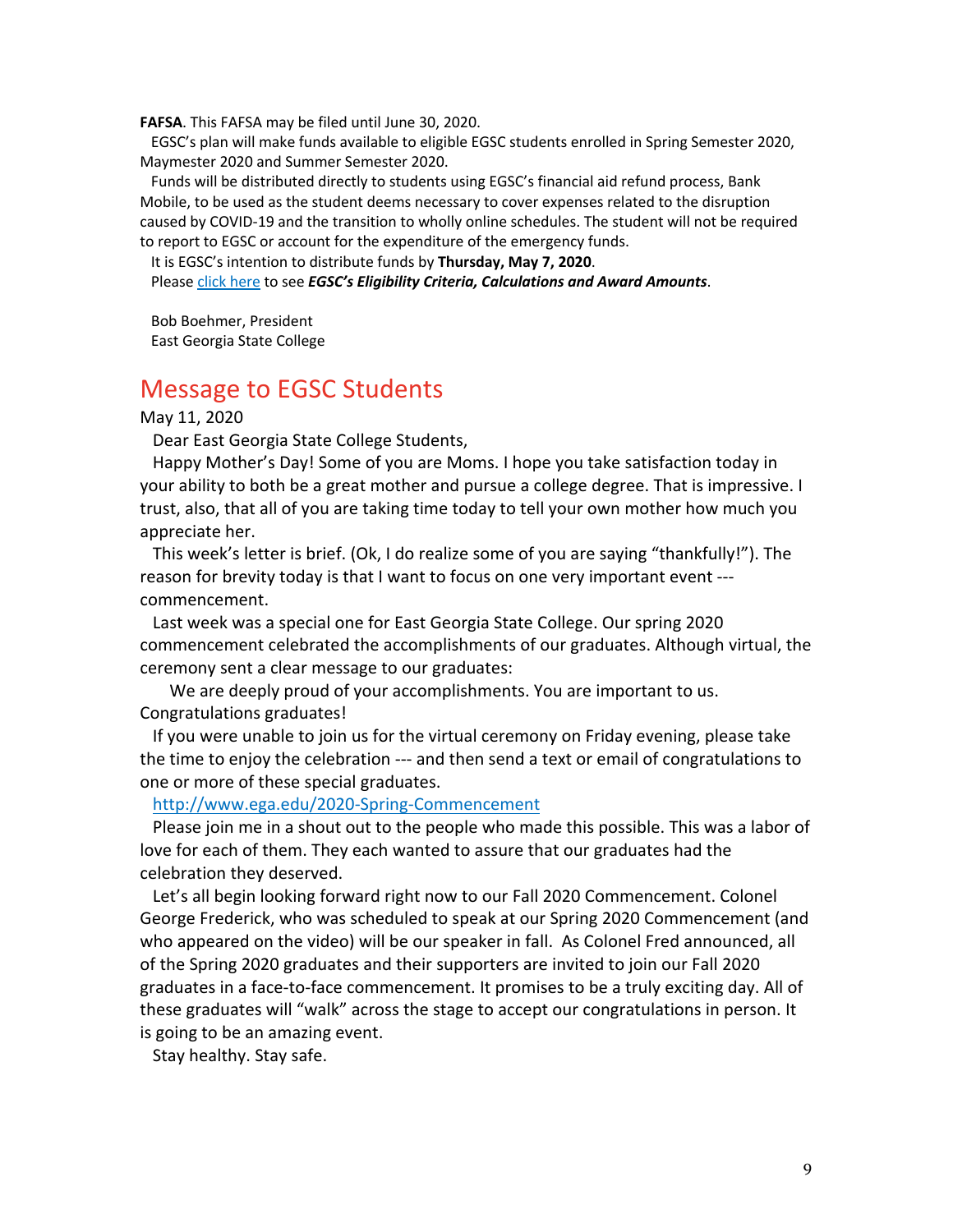**FAFSA**. This FAFSA may be filed until June 30, 2020.

EGSC's plan will make funds available to eligible EGSC students enrolled in Spring Semester 2020, Maymester 2020 and Summer Semester 2020.

Funds will be distributed directly to students using EGSC's financial aid refund process, Bank Mobile, to be used as the student deems necessary to cover expenses related to the disruption caused by COVID-19 and the transition to wholly online schedules. The student will not be required to report to EGSC or account for the expenditure of the emergency funds.

It is EGSC's intention to distribute funds by **Thursday, May 7, 2020**.

Please click here to see ***EGSC's Eligibility Criteria, Calculations and Award Amounts***.

Bob Boehmer, President
East Georgia State College

## Message to EGSC Students

May 11, 2020

Dear East Georgia State College Students,

Happy Mother's Day! Some of you are Moms. I hope you take satisfaction today in your ability to both be a great mother and pursue a college degree. That is impressive. I trust, also, that all of you are taking time today to tell your own mother how much you appreciate her.

This week's letter is brief. (Ok, I do realize some of you are saying "thankfully!"). The reason for brevity today is that I want to focus on one very important event --- commencement.

Last week was a special one for East Georgia State College. Our spring 2020 commencement celebrated the accomplishments of our graduates. Although virtual, the ceremony sent a clear message to our graduates:

We are deeply proud of your accomplishments. You are important to us. Congratulations graduates!

If you were unable to join us for the virtual ceremony on Friday evening, please take the time to enjoy the celebration --- and then send a text or email of congratulations to one or more of these special graduates.

http://www.ega.edu/2020-Spring-Commencement

Please join me in a shout out to the people who made this possible. This was a labor of love for each of them. They each wanted to assure that our graduates had the celebration they deserved.

Let's all begin looking forward right now to our Fall 2020 Commencement. Colonel George Frederick, who was scheduled to speak at our Spring 2020 Commencement (and who appeared on the video) will be our speaker in fall. As Colonel Fred announced, all of the Spring 2020 graduates and their supporters are invited to join our Fall 2020 graduates in a face-to-face commencement. It promises to be a truly exciting day. All of these graduates will "walk" across the stage to accept our congratulations in person. It is going to be an amazing event.

Stay healthy. Stay safe.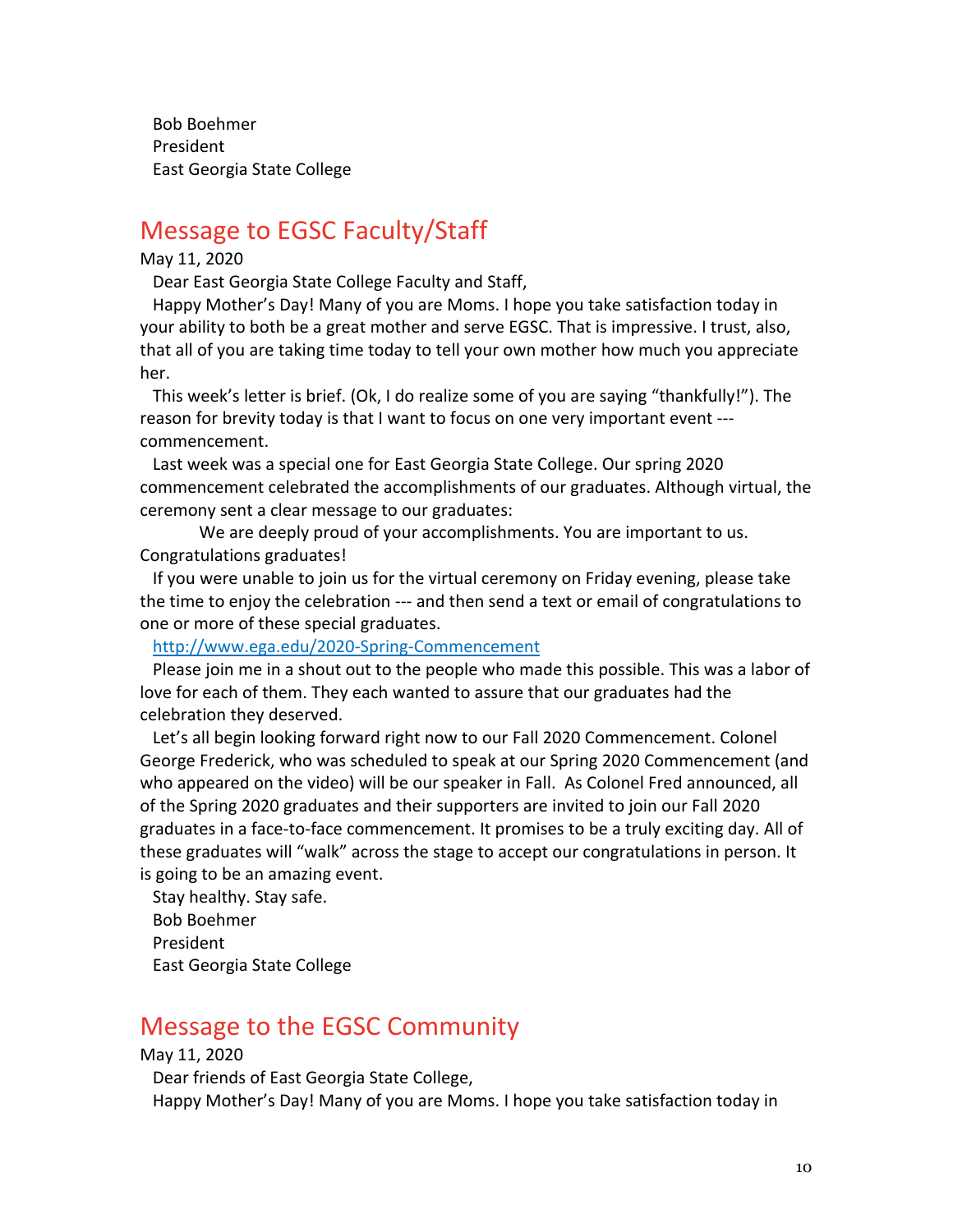Bob Boehmer
President
East Georgia State College

## Message to EGSC Faculty/Staff

May 11, 2020

Dear East Georgia State College Faculty and Staff,

Happy Mother's Day! Many of you are Moms. I hope you take satisfaction today in your ability to both be a great mother and serve EGSC. That is impressive. I trust, also, that all of you are taking time today to tell your own mother how much you appreciate her.

This week's letter is brief. (Ok, I do realize some of you are saying "thankfully!"). The reason for brevity today is that I want to focus on one very important event --- commencement.

Last week was a special one for East Georgia State College. Our spring 2020 commencement celebrated the accomplishments of our graduates. Although virtual, the ceremony sent a clear message to our graduates:

We are deeply proud of your accomplishments. You are important to us. Congratulations graduates!

If you were unable to join us for the virtual ceremony on Friday evening, please take the time to enjoy the celebration --- and then send a text or email of congratulations to one or more of these special graduates.

http://www.ega.edu/2020-Spring-Commencement

Please join me in a shout out to the people who made this possible. This was a labor of love for each of them. They each wanted to assure that our graduates had the celebration they deserved.

Let's all begin looking forward right now to our Fall 2020 Commencement. Colonel George Frederick, who was scheduled to speak at our Spring 2020 Commencement (and who appeared on the video) will be our speaker in Fall. As Colonel Fred announced, all of the Spring 2020 graduates and their supporters are invited to join our Fall 2020 graduates in a face-to-face commencement. It promises to be a truly exciting day. All of these graduates will "walk" across the stage to accept our congratulations in person. It is going to be an amazing event.

Stay healthy. Stay safe.
Bob Boehmer
President
East Georgia State College

## Message to the EGSC Community

May 11, 2020

Dear friends of East Georgia State College,

Happy Mother's Day! Many of you are Moms. I hope you take satisfaction today in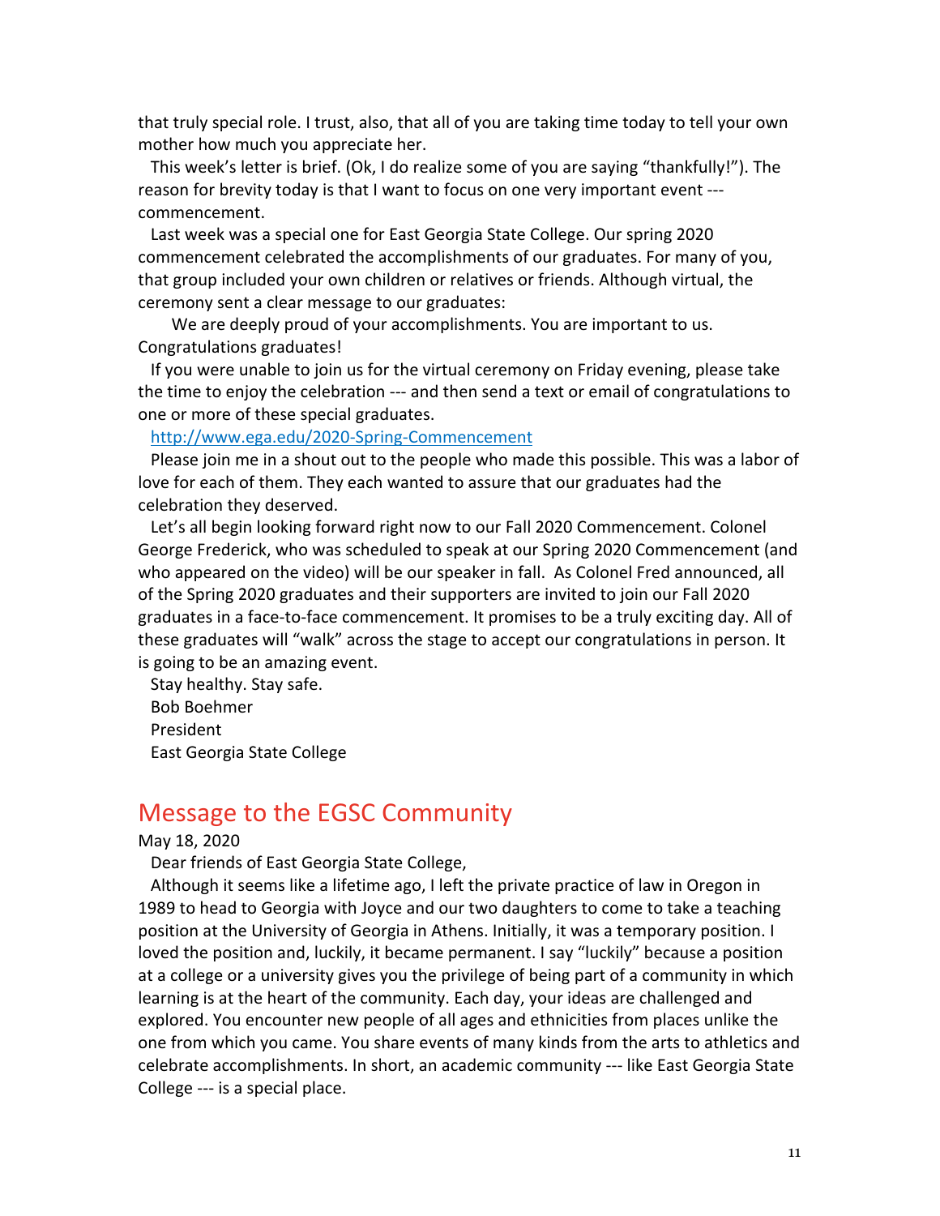that truly special role. I trust, also, that all of you are taking time today to tell your own mother how much you appreciate her.

This week's letter is brief. (Ok, I do realize some of you are saying "thankfully!"). The reason for brevity today is that I want to focus on one very important event --- commencement.

Last week was a special one for East Georgia State College. Our spring 2020 commencement celebrated the accomplishments of our graduates. For many of you, that group included your own children or relatives or friends. Although virtual, the ceremony sent a clear message to our graduates:

We are deeply proud of your accomplishments. You are important to us. Congratulations graduates!

If you were unable to join us for the virtual ceremony on Friday evening, please take the time to enjoy the celebration --- and then send a text or email of congratulations to one or more of these special graduates.

http://www.ega.edu/2020-Spring-Commencement

Please join me in a shout out to the people who made this possible. This was a labor of love for each of them. They each wanted to assure that our graduates had the celebration they deserved.

Let's all begin looking forward right now to our Fall 2020 Commencement. Colonel George Frederick, who was scheduled to speak at our Spring 2020 Commencement (and who appeared on the video) will be our speaker in fall. As Colonel Fred announced, all of the Spring 2020 graduates and their supporters are invited to join our Fall 2020 graduates in a face-to-face commencement. It promises to be a truly exciting day. All of these graduates will "walk" across the stage to accept our congratulations in person. It is going to be an amazing event.

Stay healthy. Stay safe.

Bob Boehmer
President
East Georgia State College

## Message to the EGSC Community

May 18, 2020

Dear friends of East Georgia State College,

Although it seems like a lifetime ago, I left the private practice of law in Oregon in 1989 to head to Georgia with Joyce and our two daughters to come to take a teaching position at the University of Georgia in Athens. Initially, it was a temporary position. I loved the position and, luckily, it became permanent. I say "luckily" because a position at a college or a university gives you the privilege of being part of a community in which learning is at the heart of the community. Each day, your ideas are challenged and explored. You encounter new people of all ages and ethnicities from places unlike the one from which you came. You share events of many kinds from the arts to athletics and celebrate accomplishments. In short, an academic community --- like East Georgia State College --- is a special place.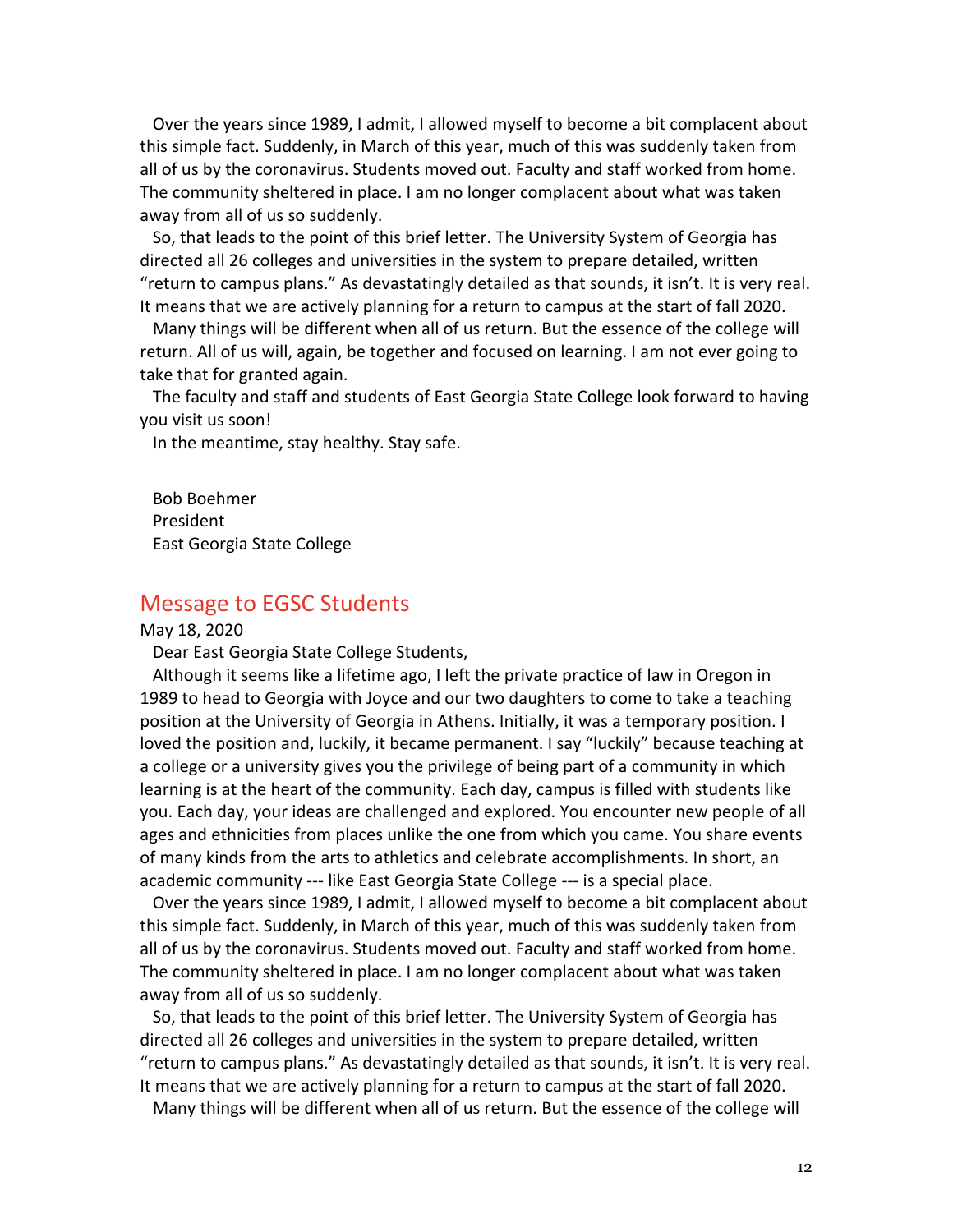Over the years since 1989, I admit, I allowed myself to become a bit complacent about this simple fact. Suddenly, in March of this year, much of this was suddenly taken from all of us by the coronavirus. Students moved out. Faculty and staff worked from home. The community sheltered in place. I am no longer complacent about what was taken away from all of us so suddenly.

So, that leads to the point of this brief letter. The University System of Georgia has directed all 26 colleges and universities in the system to prepare detailed, written "return to campus plans." As devastatingly detailed as that sounds, it isn't. It is very real. It means that we are actively planning for a return to campus at the start of fall 2020.

Many things will be different when all of us return. But the essence of the college will return. All of us will, again, be together and focused on learning. I am not ever going to take that for granted again.

The faculty and staff and students of East Georgia State College look forward to having you visit us soon!

In the meantime, stay healthy. Stay safe.

Bob Boehmer
President
East Georgia State College

## Message to EGSC Students

May 18, 2020

Dear East Georgia State College Students,

Although it seems like a lifetime ago, I left the private practice of law in Oregon in 1989 to head to Georgia with Joyce and our two daughters to come to take a teaching position at the University of Georgia in Athens. Initially, it was a temporary position. I loved the position and, luckily, it became permanent. I say "luckily" because teaching at a college or a university gives you the privilege of being part of a community in which learning is at the heart of the community. Each day, campus is filled with students like you. Each day, your ideas are challenged and explored. You encounter new people of all ages and ethnicities from places unlike the one from which you came. You share events of many kinds from the arts to athletics and celebrate accomplishments. In short, an academic community --- like East Georgia State College --- is a special place.

Over the years since 1989, I admit, I allowed myself to become a bit complacent about this simple fact. Suddenly, in March of this year, much of this was suddenly taken from all of us by the coronavirus. Students moved out. Faculty and staff worked from home. The community sheltered in place. I am no longer complacent about what was taken away from all of us so suddenly.

So, that leads to the point of this brief letter. The University System of Georgia has directed all 26 colleges and universities in the system to prepare detailed, written "return to campus plans." As devastatingly detailed as that sounds, it isn't. It is very real. It means that we are actively planning for a return to campus at the start of fall 2020.

Many things will be different when all of us return. But the essence of the college will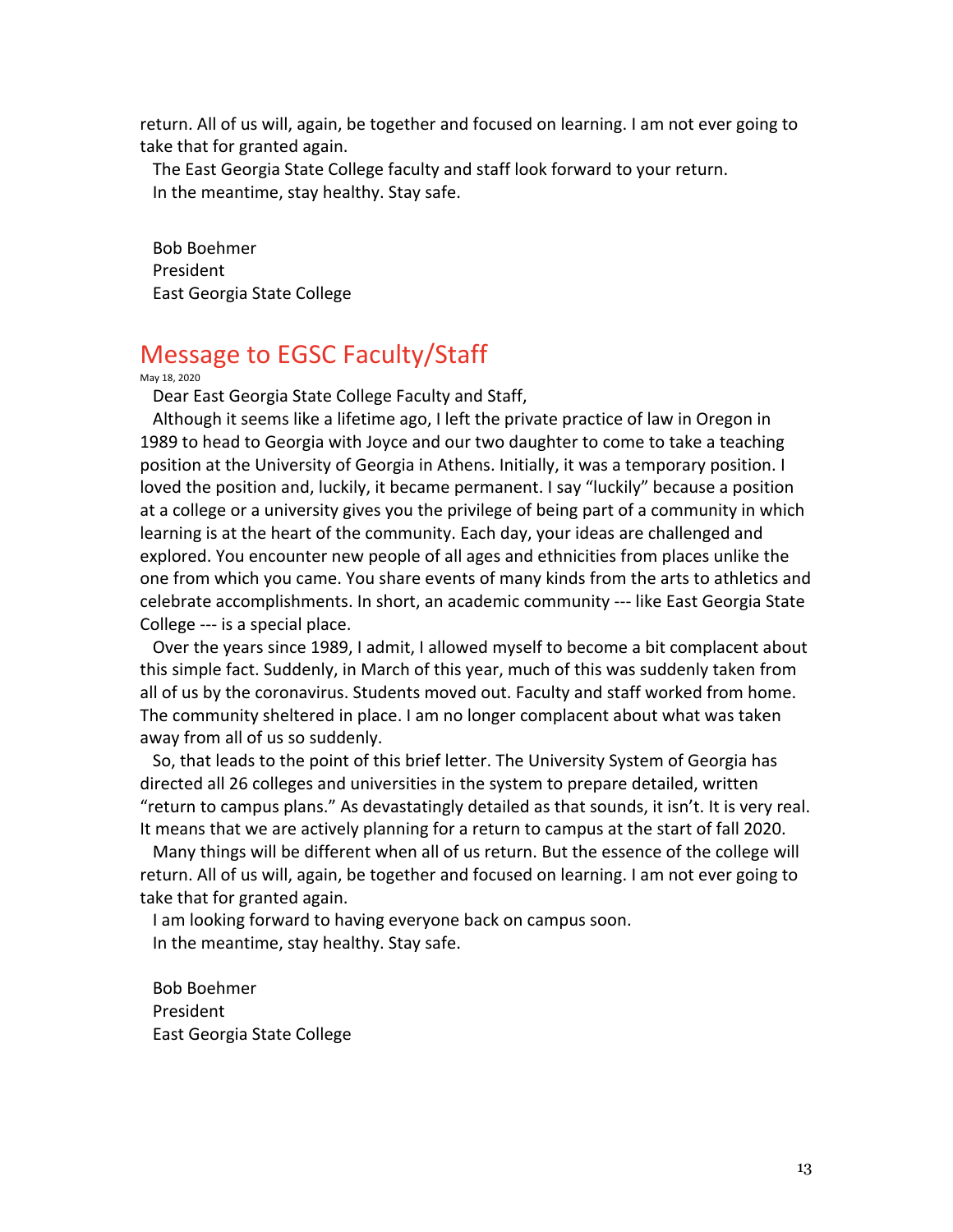return. All of us will, again, be together and focused on learning. I am not ever going to take that for granted again.

The East Georgia State College faculty and staff look forward to your return.

In the meantime, stay healthy. Stay safe.

Bob Boehmer
President
East Georgia State College

## Message to EGSC Faculty/Staff

May 18, 2020

Dear East Georgia State College Faculty and Staff,

Although it seems like a lifetime ago, I left the private practice of law in Oregon in 1989 to head to Georgia with Joyce and our two daughter to come to take a teaching position at the University of Georgia in Athens. Initially, it was a temporary position. I loved the position and, luckily, it became permanent. I say "luckily" because a position at a college or a university gives you the privilege of being part of a community in which learning is at the heart of the community. Each day, your ideas are challenged and explored. You encounter new people of all ages and ethnicities from places unlike the one from which you came. You share events of many kinds from the arts to athletics and celebrate accomplishments. In short, an academic community --- like East Georgia State College --- is a special place.

Over the years since 1989, I admit, I allowed myself to become a bit complacent about this simple fact. Suddenly, in March of this year, much of this was suddenly taken from all of us by the coronavirus. Students moved out. Faculty and staff worked from home. The community sheltered in place. I am no longer complacent about what was taken away from all of us so suddenly.

So, that leads to the point of this brief letter. The University System of Georgia has directed all 26 colleges and universities in the system to prepare detailed, written "return to campus plans." As devastatingly detailed as that sounds, it isn't. It is very real. It means that we are actively planning for a return to campus at the start of fall 2020.

Many things will be different when all of us return. But the essence of the college will return. All of us will, again, be together and focused on learning. I am not ever going to take that for granted again.

I am looking forward to having everyone back on campus soon.

In the meantime, stay healthy. Stay safe.

Bob Boehmer
President
East Georgia State College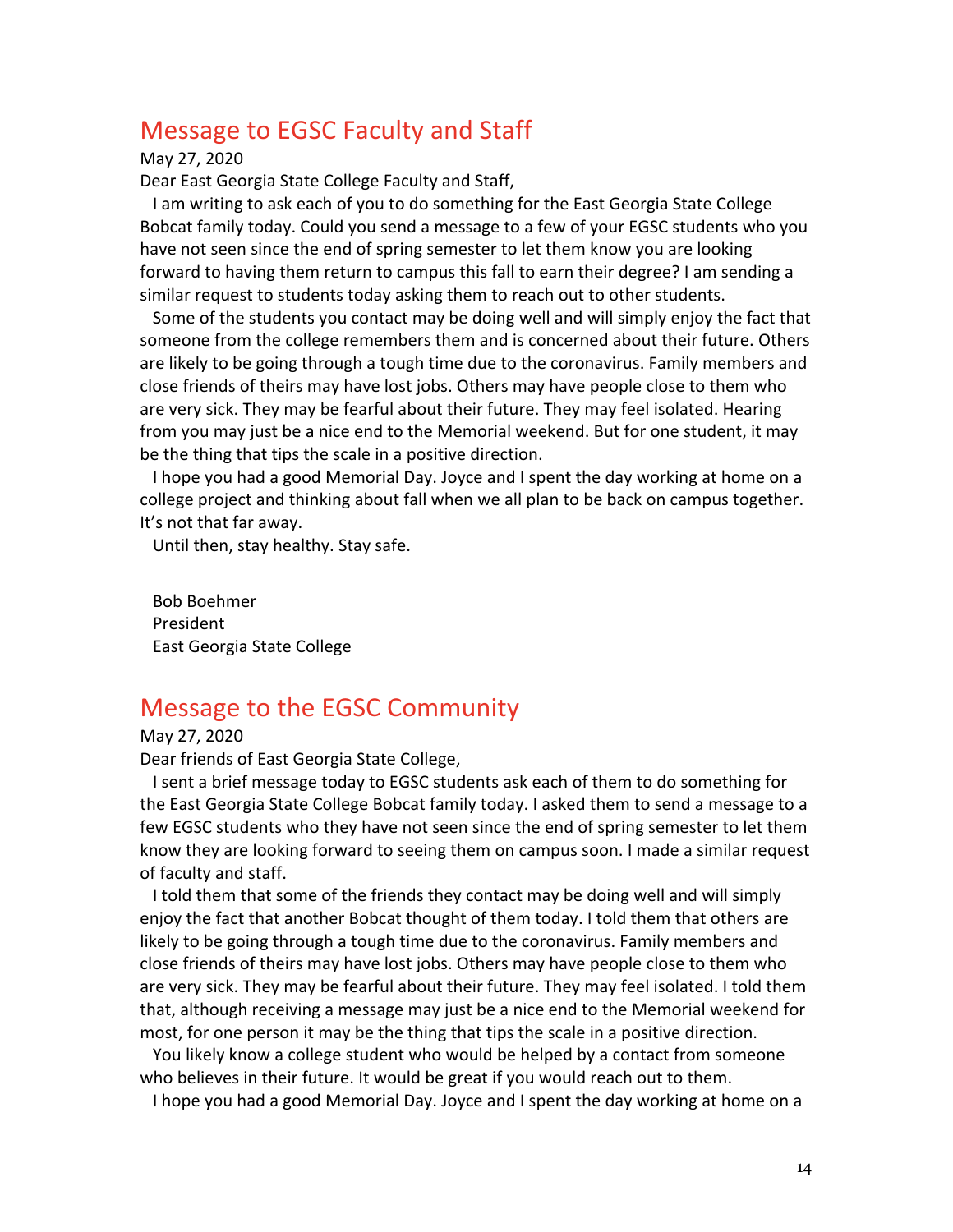## Message to EGSC Faculty and Staff

May 27, 2020

Dear East Georgia State College Faculty and Staff,

I am writing to ask each of you to do something for the East Georgia State College Bobcat family today. Could you send a message to a few of your EGSC students who you have not seen since the end of spring semester to let them know you are looking forward to having them return to campus this fall to earn their degree? I am sending a similar request to students today asking them to reach out to other students.

Some of the students you contact may be doing well and will simply enjoy the fact that someone from the college remembers them and is concerned about their future. Others are likely to be going through a tough time due to the coronavirus. Family members and close friends of theirs may have lost jobs. Others may have people close to them who are very sick. They may be fearful about their future. They may feel isolated. Hearing from you may just be a nice end to the Memorial weekend. But for one student, it may be the thing that tips the scale in a positive direction.

I hope you had a good Memorial Day. Joyce and I spent the day working at home on a college project and thinking about fall when we all plan to be back on campus together. It's not that far away.

Until then, stay healthy. Stay safe.

Bob Boehmer
President
East Georgia State College

## Message to the EGSC Community

May 27, 2020

Dear friends of East Georgia State College,

I sent a brief message today to EGSC students ask each of them to do something for the East Georgia State College Bobcat family today. I asked them to send a message to a few EGSC students who they have not seen since the end of spring semester to let them know they are looking forward to seeing them on campus soon. I made a similar request of faculty and staff.

I told them that some of the friends they contact may be doing well and will simply enjoy the fact that another Bobcat thought of them today. I told them that others are likely to be going through a tough time due to the coronavirus. Family members and close friends of theirs may have lost jobs. Others may have people close to them who are very sick. They may be fearful about their future. They may feel isolated. I told them that, although receiving a message may just be a nice end to the Memorial weekend for most, for one person it may be the thing that tips the scale in a positive direction.

You likely know a college student who would be helped by a contact from someone who believes in their future. It would be great if you would reach out to them.

I hope you had a good Memorial Day. Joyce and I spent the day working at home on a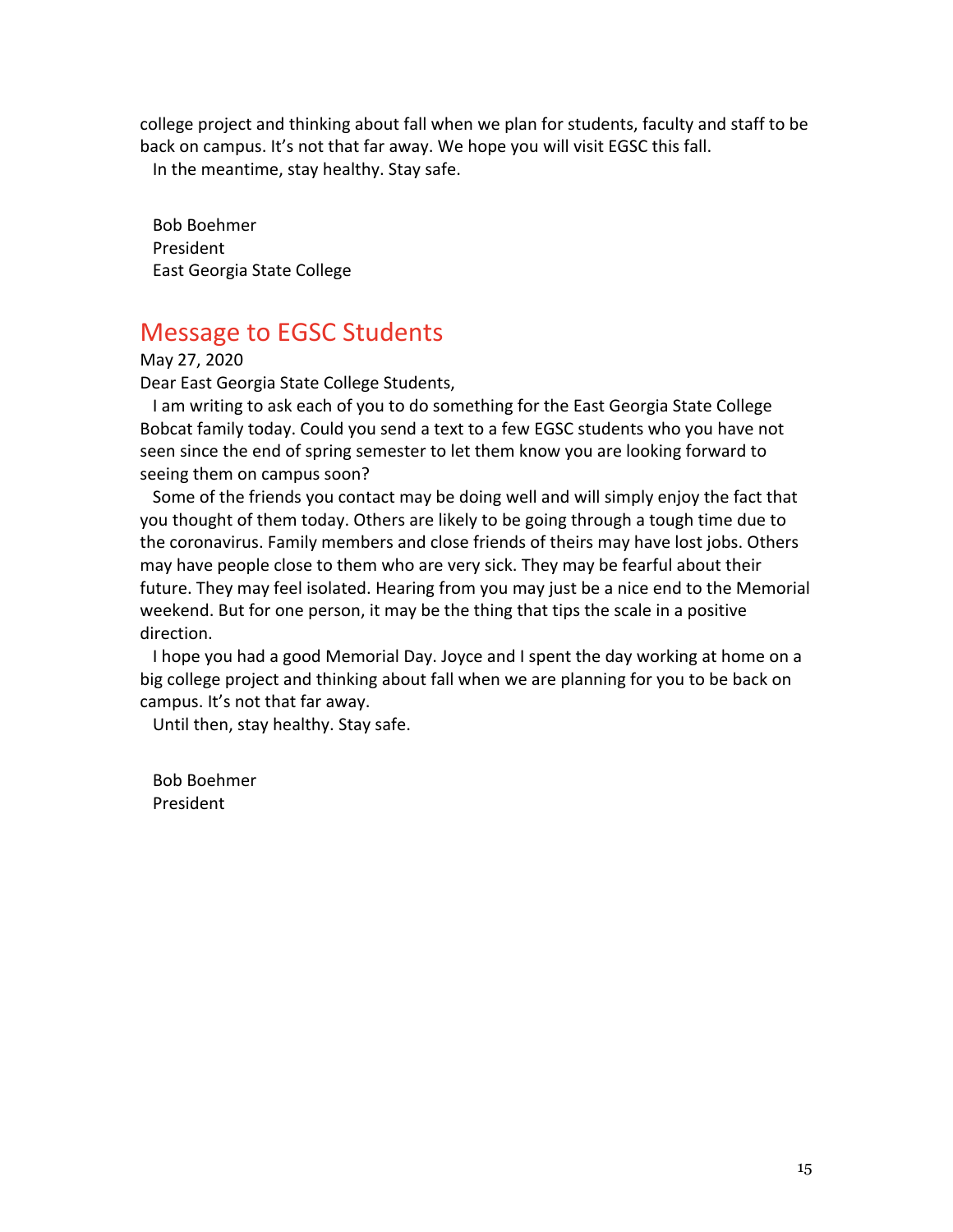college project and thinking about fall when we plan for students, faculty and staff to be back on campus. It's not that far away. We hope you will visit EGSC this fall.

In the meantime, stay healthy. Stay safe.

Bob Boehmer  
President  
East Georgia State College

## Message to EGSC Students

May 27, 2020

Dear East Georgia State College Students,

I am writing to ask each of you to do something for the East Georgia State College Bobcat family today. Could you send a text to a few EGSC students who you have not seen since the end of spring semester to let them know you are looking forward to seeing them on campus soon?

Some of the friends you contact may be doing well and will simply enjoy the fact that you thought of them today. Others are likely to be going through a tough time due to the coronavirus. Family members and close friends of theirs may have lost jobs. Others may have people close to them who are very sick. They may be fearful about their future. They may feel isolated. Hearing from you may just be a nice end to the Memorial weekend. But for one person, it may be the thing that tips the scale in a positive direction.

I hope you had a good Memorial Day. Joyce and I spent the day working at home on a big college project and thinking about fall when we are planning for you to be back on campus. It's not that far away.

Until then, stay healthy. Stay safe.

Bob Boehmer  
President